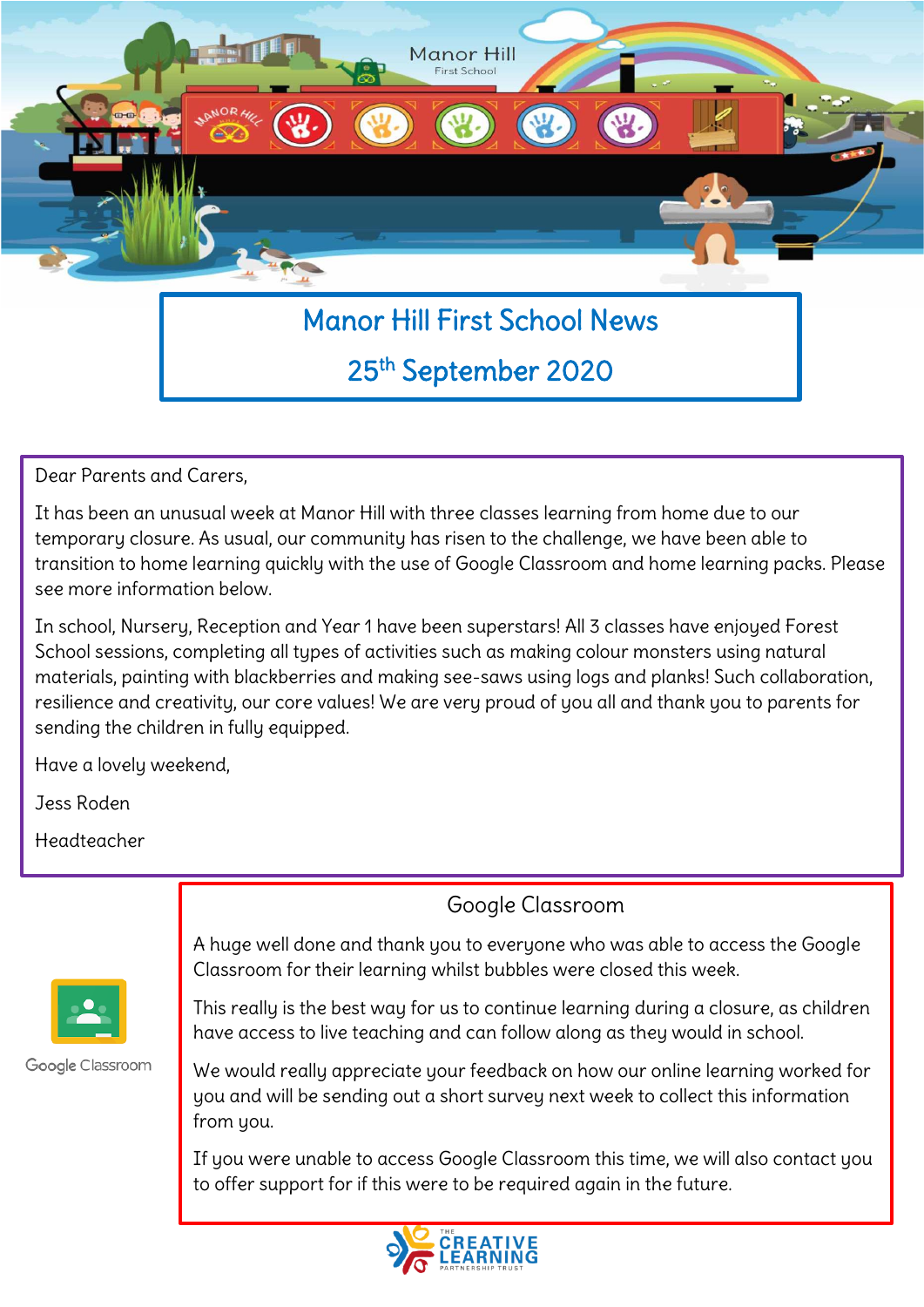# Manor Hill First School News

## 25th September 2020

Dear Parents and Carers,

It has been an unusual week at Manor Hill with three classes learning from home due to our temporary closure. As usual, our community has risen to the challenge, we have been able to transition to home learning quickly with the use of Google Classroom and home learning packs. Please see more information below.

In school, Nursery, Reception and Year 1 have been superstars! All 3 classes have enjoyed Forest School sessions, completing all types of activities such as making colour monsters using natural materials, painting with blackberries and making see-saws using logs and planks! Such collaboration, resilience and creativity, our core values! We are very proud of you all and thank you to parents for sending the children in fully equipped.

Have a lovely weekend,

Jess Roden

Headteacher

## Google Classroom

A huge well done and thank you to everyone who was able to access the Google Classroom for their learning whilst bubbles were closed this week.

This really is the best way for us to continue learning during a closure, as children have access to live teaching and can follow along as they would in school.

We would really appreciate your feedback on how our online learning worked for you and will be sending out a short survey next week to collect this information from you.

If you were unable to access Google Classroom this time, we will also contact you to offer support for if this were to be required again in the future.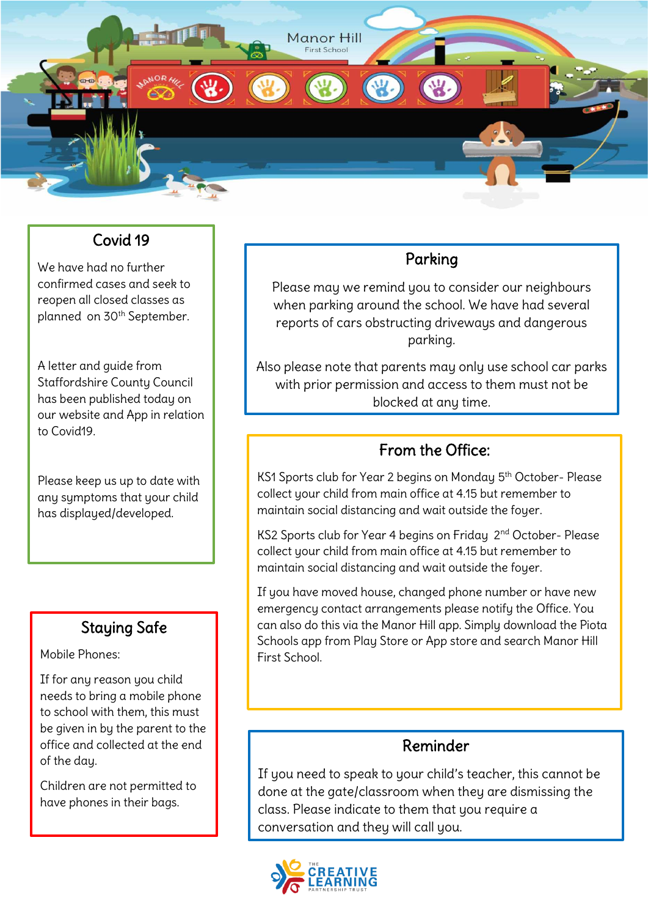## Covid 19

We have had no further confirmed cases and seek to reopen all closed classes as planned on 30th September.

A letter and guide from Staffordshire County Council has been published today on our website and App in relation to Covid19.

Please keep us up to date with any symptoms that your child has displayed/developed.

## Staying Safe

Mobile Phones:

If for any reason you child needs to bring a mobile phone to school with them, this must be given in by the parent to the office and collected at the end of the day.

Children are not permitted to have phones in their bags.

## Parking

Please may we remind you to consider our neighbours when parking around the school. We have had several reports of cars obstructing driveways and dangerous parking.

Also please note that parents may only use school car parks with prior permission and access to them must not be blocked at any time.

## From the Office:

KS1 Sports club for Year 2 begins on Monday 5th October- Please collect your child from main office at 4.15 but remember to maintain social distancing and wait outside the foyer.

KS2 Sports club for Year 4 begins on Friday 2nd October- Please collect your child from main office at 4.15 but remember to maintain social distancing and wait outside the foyer.

If you have moved house, changed phone number or have new emergency contact arrangements please notify the Office. You can also do this via the Manor Hill app. Simply download the Piota Schools app from Play Store or App store and search Manor Hill First School.

## Reminder

If you need to speak to your child's teacher, this cannot be done at the gate/classroom when they are dismissing the class. Please indicate to them that you require a conversation and they will call you.